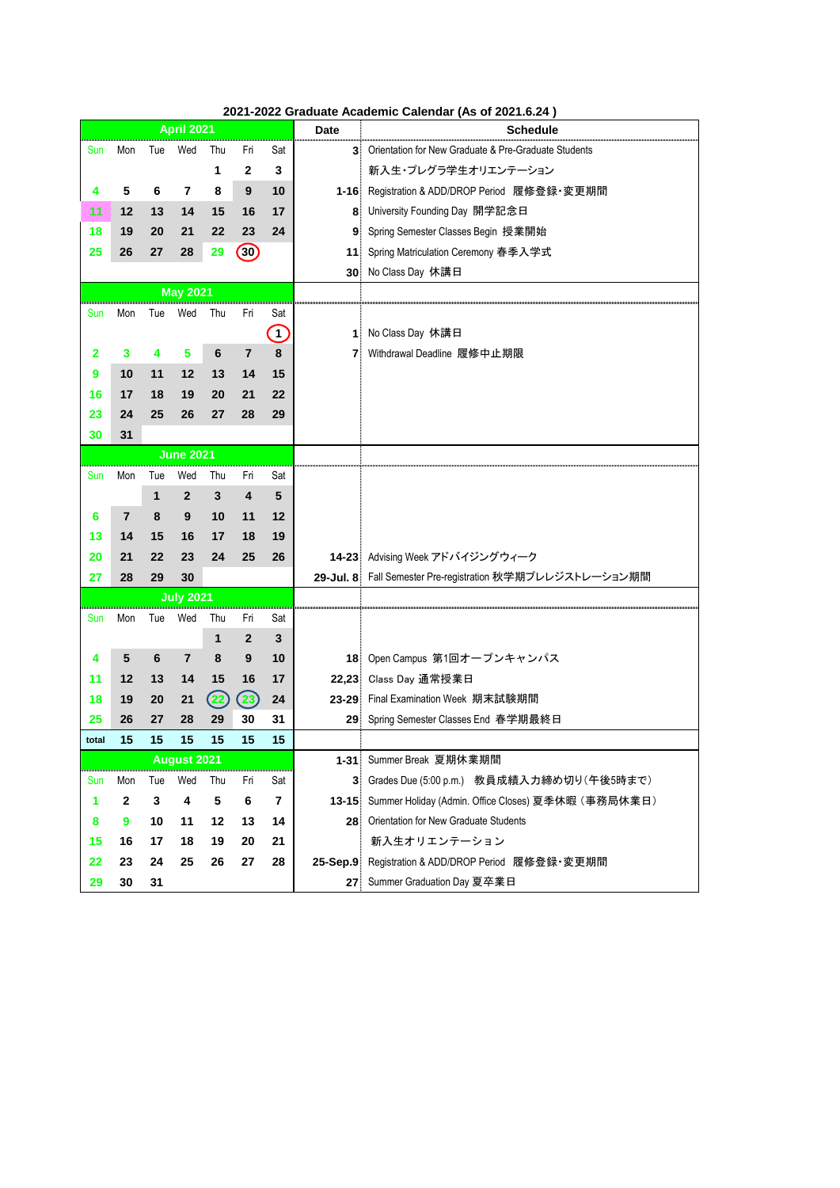# 2021-2022 Graduate Academic Calendar (As of 2021.6.24 )

| April 2021 | | | | | | | Date | Schedule |
|---|---|---|---|---|---|---|---|---|
| Sun | Mon | Tue | Wed | Thu | Fri | Sat | 3 | Orientation for New Graduate & Pre-Graduate Students |
| | | | | 1 | 2 | 3 | | 新入生･プレグラ学生オリエンテーション |
| 4 | 5 | 6 | 7 | 8 | 9 | 10 | 1-16 | Registration & ADD/DROP Period　履修登録･変更期間 |
| 11 | 12 | 13 | 14 | 15 | 16 | 17 | 8 | University Founding Day 開学記念日 |
| 18 | 19 | 20 | 21 | 22 | 23 | 24 | 9 | Spring Semester Classes Begin 授業開始 |
| 25 | 26 | 27 | 28 | 29 | 30 | | 11 | Spring Matriculation Ceremony 春季入学式 |
| | | | | | | | 30 | No Class Day 休講日 |
| **May 2021** | | | | | | | | |
| Sun | Mon | Tue | Wed | Thu | Fri | Sat | | |
| | | | | | | 1 | 1 | No Class Day 休講日 |
| 2 | 3 | 4 | 5 | 6 | 7 | 8 | 7 | Withdrawal Deadline 履修中止期限 |
| 9 | 10 | 11 | 12 | 13 | 14 | 15 | | |
| 16 | 17 | 18 | 19 | 20 | 21 | 22 | | |
| 23 | 24 | 25 | 26 | 27 | 28 | 29 | | |
| 30 | 31 | | | | | | | |
| **June 2021** | | | | | | | | |
| Sun | Mon | Tue | Wed | Thu | Fri | Sat | | |
| | | 1 | 2 | 3 | 4 | 5 | | |
| 6 | 7 | 8 | 9 | 10 | 11 | 12 | | |
| 13 | 14 | 15 | 16 | 17 | 18 | 19 | | |
| 20 | 21 | 22 | 23 | 24 | 25 | 26 | 14-23 | Advising Week アドバイジングウィーク |
| 27 | 28 | 29 | 30 | | | | 29-Jul. 8 | Fall Semester Pre-registration 秋学期プレレジストレーション期間 |
| **July 2021** | | | | | | | | |
| Sun | Mon | Tue | Wed | Thu | Fri | Sat | | |
| | | | | 1 | 2 | 3 | | |
| 4 | 5 | 6 | 7 | 8 | 9 | 10 | 18 | Open Campus 第1回オープンキャンパス |
| 11 | 12 | 13 | 14 | 15 | 16 | 17 | 22,23 | Class Day 通常授業日 |
| 18 | 19 | 20 | 21 | 22 | 23 | 24 | 23-29 | Final Examination Week 期末試験期間 |
| 25 | 26 | 27 | 28 | 29 | 30 | 31 | 29 | Spring Semester Classes End 春学期最終日 |
| total | 15 | 15 | 15 | 15 | 15 | 15 | | |
| **August 2021** | | | | | | | 1-31 | Summer Break 夏期休業期間 |
| Sun | Mon | Tue | Wed | Thu | Fri | Sat | 3 | Grades Due (5:00 p.m.)　教員成績入力締め切り(午後5時まで） |
| 1 | 2 | 3 | 4 | 5 | 6 | 7 | 13-15 | Summer Holiday (Admin. Office Closes) 夏季休暇（事務局休業日） |
| 8 | 9 | 10 | 11 | 12 | 13 | 14 | 28 | Orientation for New Graduate Students |
| 15 | 16 | 17 | 18 | 19 | 20 | 21 | | 新入生オリエンテーション |
| 22 | 23 | 24 | 25 | 26 | 27 | 28 | 25-Sep.9 | Registration & ADD/DROP Period　履修登録･変更期間 |
| 29 | 30 | 31 | | | | | 27 | Summer Graduation Day 夏卒業日 |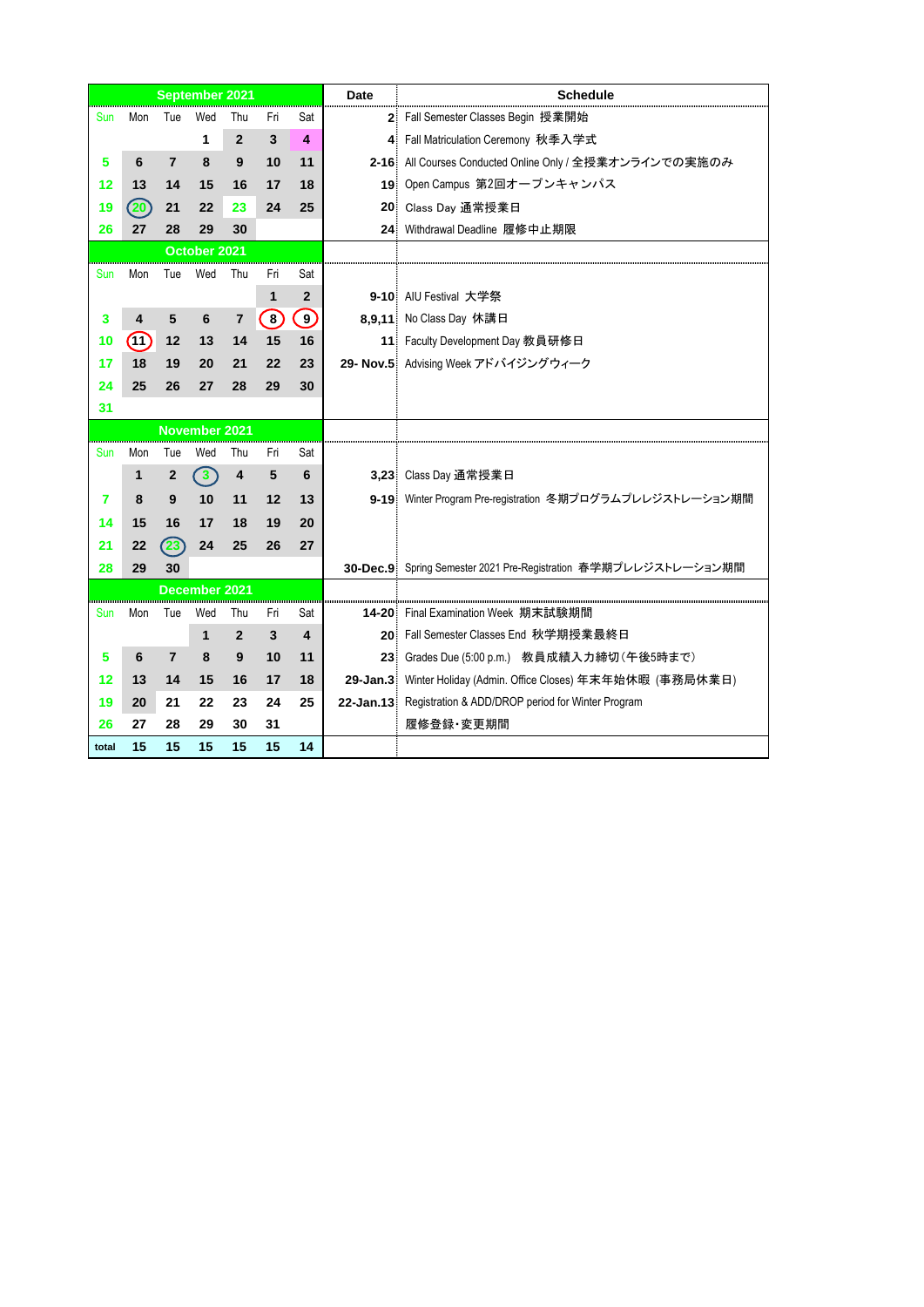| September 2021 | | | | | | | Date | Schedule |
|---|---|---|---|---|---|---|---|---|
| Sun | Mon | Tue | Wed | Thu | Fri | Sat | 2 | Fall Semester Classes Begin 授業開始 |
| | | | 1 | 2 | 3 | 4 | 4 | Fall Matriculation Ceremony 秋季入学式 |
| 5 | 6 | 7 | 8 | 9 | 10 | 11 | 2-16 | All Courses Conducted Online Only / 全授業オンラインでの実施のみ |
| 12 | 13 | 14 | 15 | 16 | 17 | 18 | 19 | Open Campus 第2回オープンキャンパス |
| 19 | 20 | 21 | 22 | 23 | 24 | 25 | 20 | Class Day 通常授業日 |
| 26 | 27 | 28 | 29 | 30 | | | 24 | Withdrawal Deadline 履修中止期限 |
| **October 2021** | | | | | | | | |
| Sun | Mon | Tue | Wed | Thu | Fri | Sat | | |
| | | | | | 1 | 2 | 9-10 | AIU Festival 大学祭 |
| 3 | 4 | 5 | 6 | 7 | 8 | 9 | 8,9,11 | No Class Day 休講日 |
| 10 | 11 | 12 | 13 | 14 | 15 | 16 | 11 | Faculty Development Day 教員研修日 |
| 17 | 18 | 19 | 20 | 21 | 22 | 23 | 29- Nov.5 | Advising Week アドバイジングウィーク |
| 24 | 25 | 26 | 27 | 28 | 29 | 30 | | |
| 31 | | | | | | | | |
| **November 2021** | | | | | | | | |
| Sun | Mon | Tue | Wed | Thu | Fri | Sat | | |
| | 1 | 2 | 3 | 4 | 5 | 6 | 3,23 | Class Day 通常授業日 |
| 7 | 8 | 9 | 10 | 11 | 12 | 13 | 9-19 | Winter Program Pre-registration 冬期プログラムプレレジストレーション期間 |
| 14 | 15 | 16 | 17 | 18 | 19 | 20 | | |
| 21 | 22 | 23 | 24 | 25 | 26 | 27 | | |
| 28 | 29 | 30 | | | | | 30-Dec.9 | Spring Semester 2021 Pre-Registration 春学期プレレジストレーション期間 |
| **December 2021** | | | | | | | | |
| Sun | Mon | Tue | Wed | Thu | Fri | Sat | 14-20 | Final Examination Week 期末試験期間 |
| | | | 1 | 2 | 3 | 4 | 20 | Fall Semester Classes End 秋学期授業最終日 |
| 5 | 6 | 7 | 8 | 9 | 10 | 11 | 23 | Grades Due (5:00 p.m.) 教員成績入力締切(午後5時まで) |
| 12 | 13 | 14 | 15 | 16 | 17 | 18 | 29-Jan.3 | Winter Holiday (Admin. Office Closes) 年末年始休暇 (事務局休業日) |
| 19 | 20 | 21 | 22 | 23 | 24 | 25 | 22-Jan.13 | Registration & ADD/DROP period for Winter Program |
| 26 | 27 | 28 | 29 | 30 | 31 | | | 履修登録･変更期間 |
| total | 15 | 15 | 15 | 15 | 15 | 14 | | |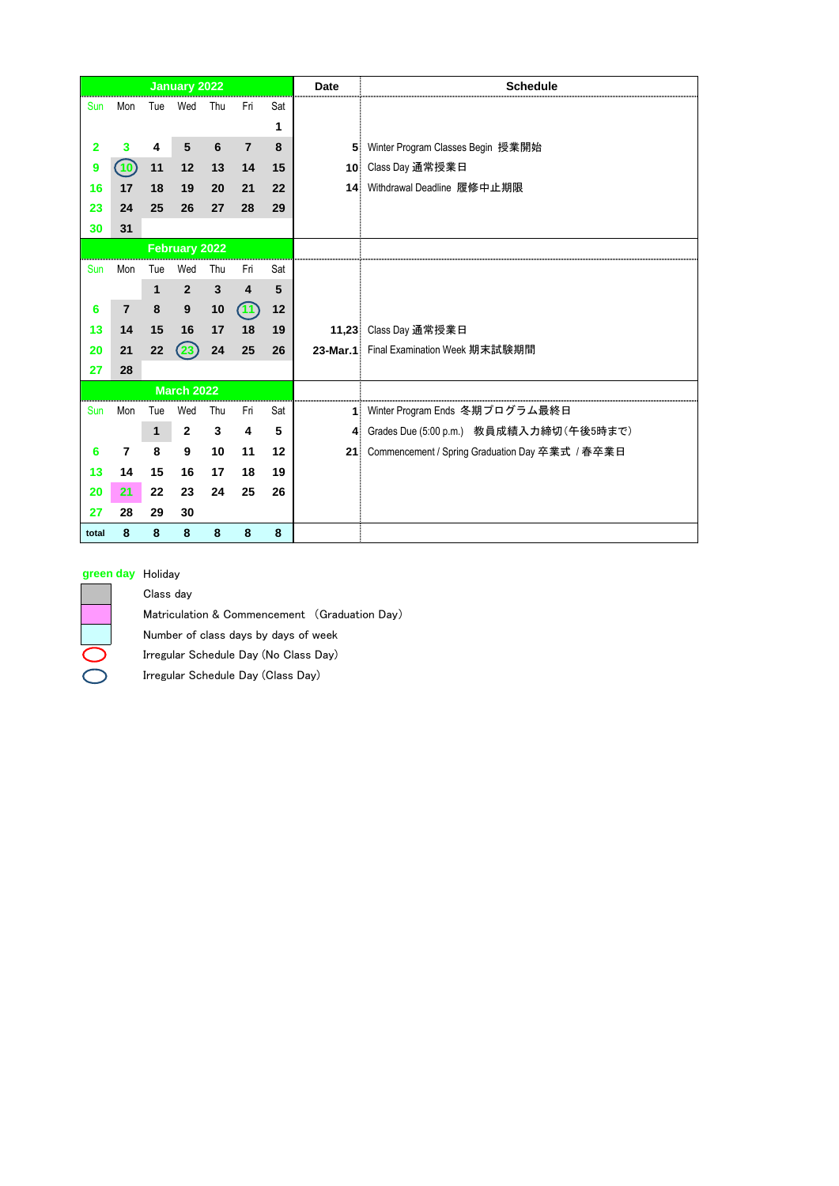| January 2022 | | | | | | | Date | Schedule |
|---|---|---|---|---|---|---|---|---|
| Sun | Mon | Tue | Wed | Thu | Fri | Sat | | |
| | | | | | | 1 | | |
| 2 | 3 | 4 | 5 | 6 | 7 | 8 | 5 | Winter Program Classes Begin 授業開始 |
| 9 | 10 | 11 | 12 | 13 | 14 | 15 | 10 | Class Day 通常授業日 |
| 16 | 17 | 18 | 19 | 20 | 21 | 22 | 14 | Withdrawal Deadline 履修中止期限 |
| 23 | 24 | 25 | 26 | 27 | 28 | 29 | | |
| 30 | 31 | | | | | | | |
| February 2022 | | | | | | | | |
| Sun | Mon | Tue | Wed | Thu | Fri | Sat | | |
| | | 1 | 2 | 3 | 4 | 5 | | |
| 6 | 7 | 8 | 9 | 10 | 11 | 12 | | |
| 13 | 14 | 15 | 16 | 17 | 18 | 19 | 11,23 | Class Day 通常授業日 |
| 20 | 21 | 22 | 23 | 24 | 25 | 26 | 23-Mar.1 | Final Examination Week 期末試験期間 |
| 27 | 28 | | | | | | | |
| March 2022 | | | | | | | | |
| Sun | Mon | Tue | Wed | Thu | Fri | Sat | 1 | Winter Program Ends 冬期プログラム最終日 |
| | | 1 | 2 | 3 | 4 | 5 | 4 | Grades Due (5:00 p.m.) 教員成績入力締切(午後5時まで) |
| 6 | 7 | 8 | 9 | 10 | 11 | 12 | 21 | Commencement / Spring Graduation Day 卒業式 / 春卒業日 |
| 13 | 14 | 15 | 16 | 17 | 18 | 19 | | |
| 20 | 21 | 22 | 23 | 24 | 25 | 26 | | |
| 27 | 28 | 29 | 30 | | | | | |
| total | 8 | 8 | 8 | 8 | 8 | 8 | | |

green day Holiday

Class day

Matriculation & Commencement (Graduation Day)

Number of class days by days of week

Irregular Schedule Day (No Class Day)

Irregular Schedule Day (Class Day)